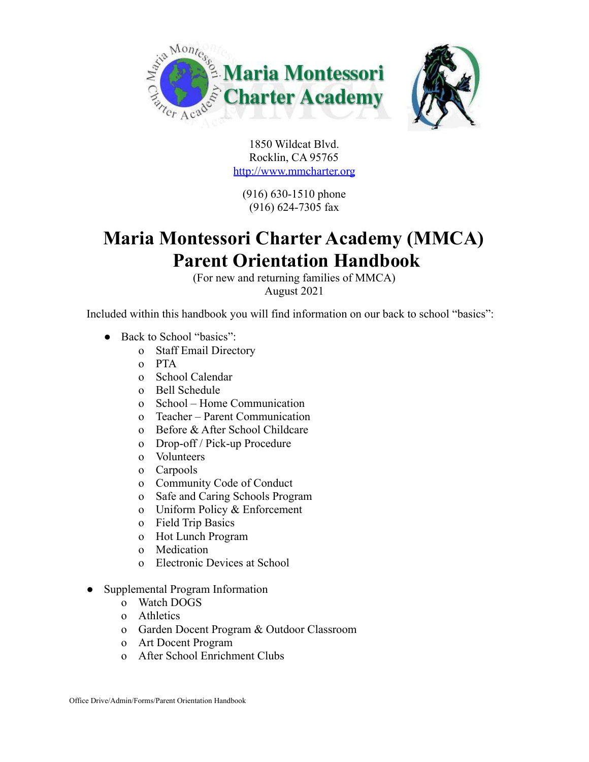1850 Wildcat Blvd.
Rocklin, CA 95765
http://www.mmcharter.org

(916) 630-1510 phone
(916) 624-7305 fax

# Maria Montessori Charter Academy (MMCA) Parent Orientation Handbook

(For new and returning families of MMCA)
August 2021

Included within this handbook you will find information on our back to school "basics":

- Back to School "basics":
  - Staff Email Directory
  - PTA
  - School Calendar
  - Bell Schedule
  - School – Home Communication
  - Teacher – Parent Communication
  - Before & After School Childcare
  - Drop-off / Pick-up Procedure
  - Volunteers
  - Carpools
  - Community Code of Conduct
  - Safe and Caring Schools Program
  - Uniform Policy & Enforcement
  - Field Trip Basics
  - Hot Lunch Program
  - Medication
  - Electronic Devices at School

- Supplemental Program Information
  - Watch DOGS
  - Athletics
  - Garden Docent Program & Outdoor Classroom
  - Art Docent Program
  - After School Enrichment Clubs

Office Drive/Admin/Forms/Parent Orientation Handbook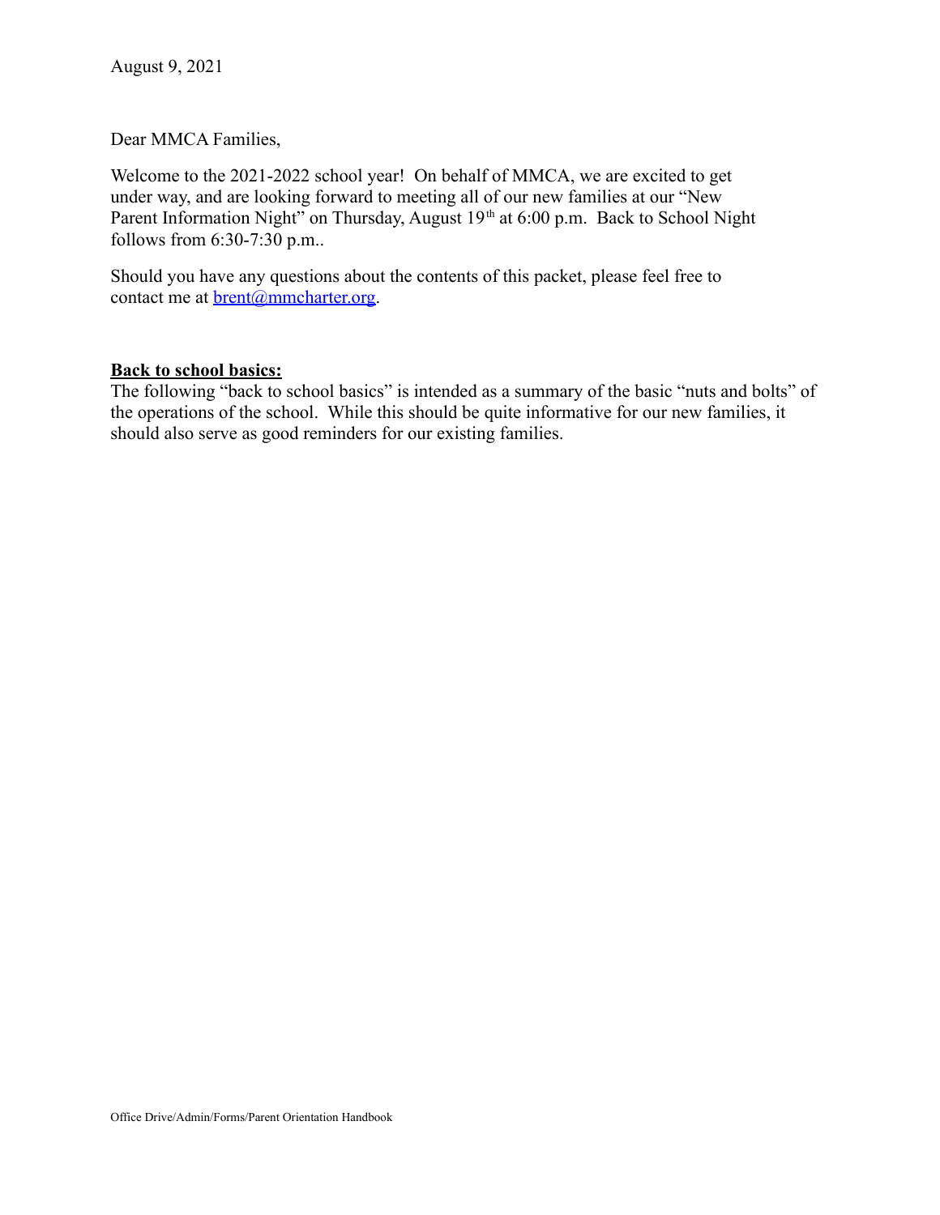August 9, 2021

Dear MMCA Families,

Welcome to the 2021-2022 school year! On behalf of MMCA, we are excited to get under way, and are looking forward to meeting all of our new families at our "New Parent Information Night" on Thursday, August 19th at 6:00 p.m. Back to School Night follows from 6:30-7:30 p.m..

Should you have any questions about the contents of this packet, please feel free to contact me at brent@mmcharter.org.

**Back to school basics:**

The following "back to school basics" is intended as a summary of the basic "nuts and bolts" of the operations of the school. While this should be quite informative for our new families, it should also serve as good reminders for our existing families.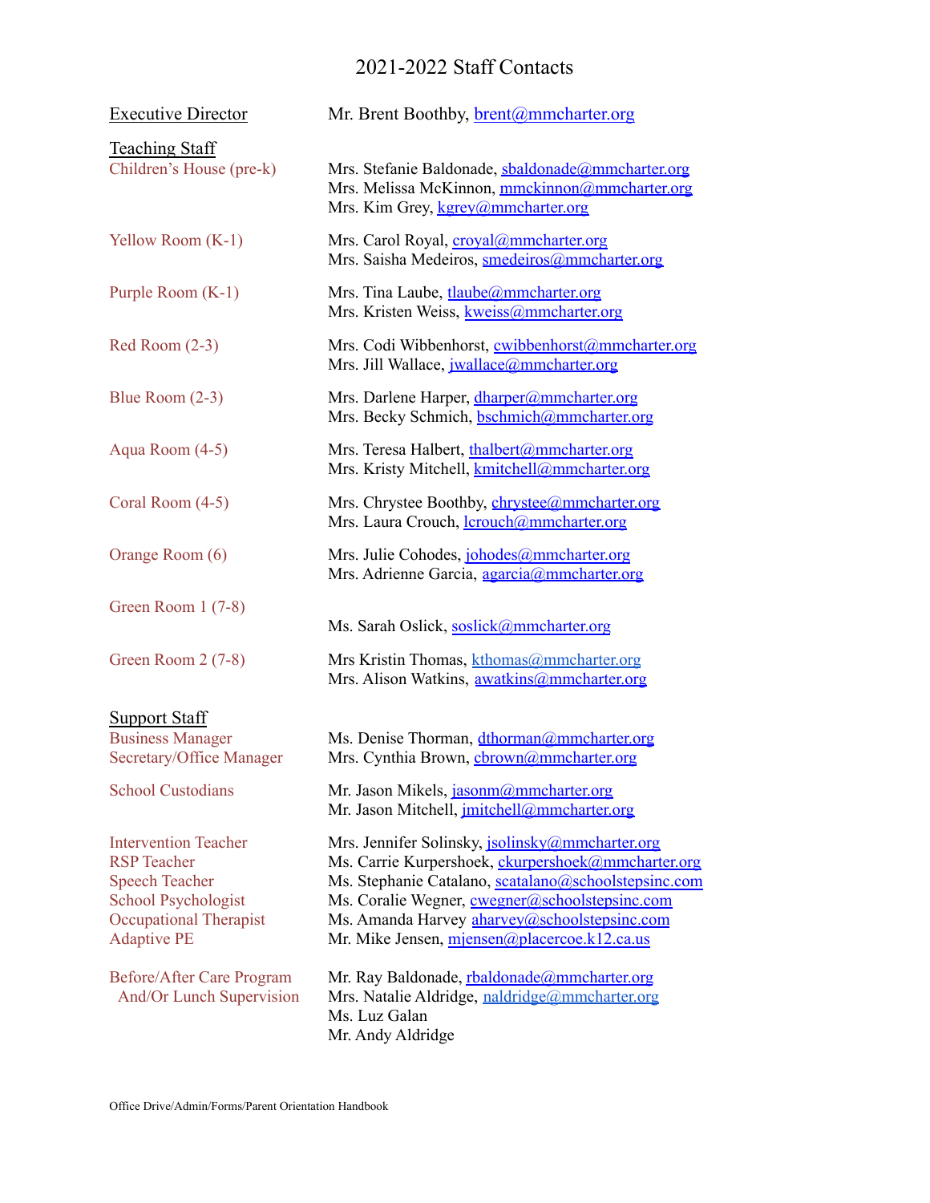# 2021-2022 Staff Contacts

| | |
|---|---|
| <u>Executive Director</u> | Mr. Brent Boothby, brent@mmcharter.org |
| **<u>Teaching Staff</u>** | |
| Children's House (pre-k) | Mrs. Stefanie Baldonade, sbaldonade@mmcharter.org<br>Mrs. Melissa McKinnon, mmckinnon@mmcharter.org<br>Mrs. Kim Grey, kgrey@mmcharter.org |
| Yellow Room (K-1) | Mrs. Carol Royal, croyal@mmcharter.org<br>Mrs. Saisha Medeiros, smedeiros@mmcharter.org |
| Purple Room (K-1) | Mrs. Tina Laube, tlaube@mmcharter.org<br>Mrs. Kristen Weiss, kweiss@mmcharter.org |
| Red Room (2-3) | Mrs. Codi Wibbenhorst, cwibbenhorst@mmcharter.org<br>Mrs. Jill Wallace, jwallace@mmcharter.org |
| Blue Room (2-3) | Mrs. Darlene Harper, dharper@mmcharter.org<br>Mrs. Becky Schmich, bschmich@mmcharter.org |
| Aqua Room (4-5) | Mrs. Teresa Halbert, thalbert@mmcharter.org<br>Mrs. Kristy Mitchell, kmitchell@mmcharter.org |
| Coral Room (4-5) | Mrs. Chrystee Boothby, chrystee@mmcharter.org<br>Mrs. Laura Crouch, lcrouch@mmcharter.org |
| Orange Room (6) | Mrs. Julie Cohodes, jcohodes@mmcharter.org<br>Mrs. Adrienne Garcia, agarcia@mmcharter.org |
| Green Room 1 (7-8) | Ms. Sarah Oslick, soslick@mmcharter.org |
| Green Room 2 (7-8) | Mrs Kristin Thomas, kthomas@mmcharter.org<br>Mrs. Alison Watkins, awatkins@mmcharter.org |
| **<u>Support Staff</u>** | |
| Business Manager | Ms. Denise Thorman, dthorman@mmcharter.org |
| Secretary/Office Manager | Mrs. Cynthia Brown, cbrown@mmcharter.org |
| School Custodians | Mr. Jason Mikels, jasonm@mmcharter.org<br>Mr. Jason Mitchell, jmitchell@mmcharter.org |
| Intervention Teacher | Mrs. Jennifer Solinsky, jsolinsky@mmcharter.org |
| RSP Teacher | Ms. Carrie Kurpershoek, ckurpershoek@mmcharter.org |
| Speech Teacher | Ms. Stephanie Catalano, scatalano@schoolstepsinc.com |
| School Psychologist | Ms. Coralie Wegner, cwegner@schoolstepsinc.com |
| Occupational Therapist | Ms. Amanda Harvey aharvey@schoolstepsinc.com |
| Adaptive PE | Mr. Mike Jensen, mjensen@placercoe.k12.ca.us |
| Before/After Care Program And/Or Lunch Supervision | Mr. Ray Baldonade, rbaldonade@mmcharter.org<br>Mrs. Natalie Aldridge, naldridge@mmcharter.org<br>Ms. Luz Galan<br>Mr. Andy Aldridge |

Office Drive/Admin/Forms/Parent Orientation Handbook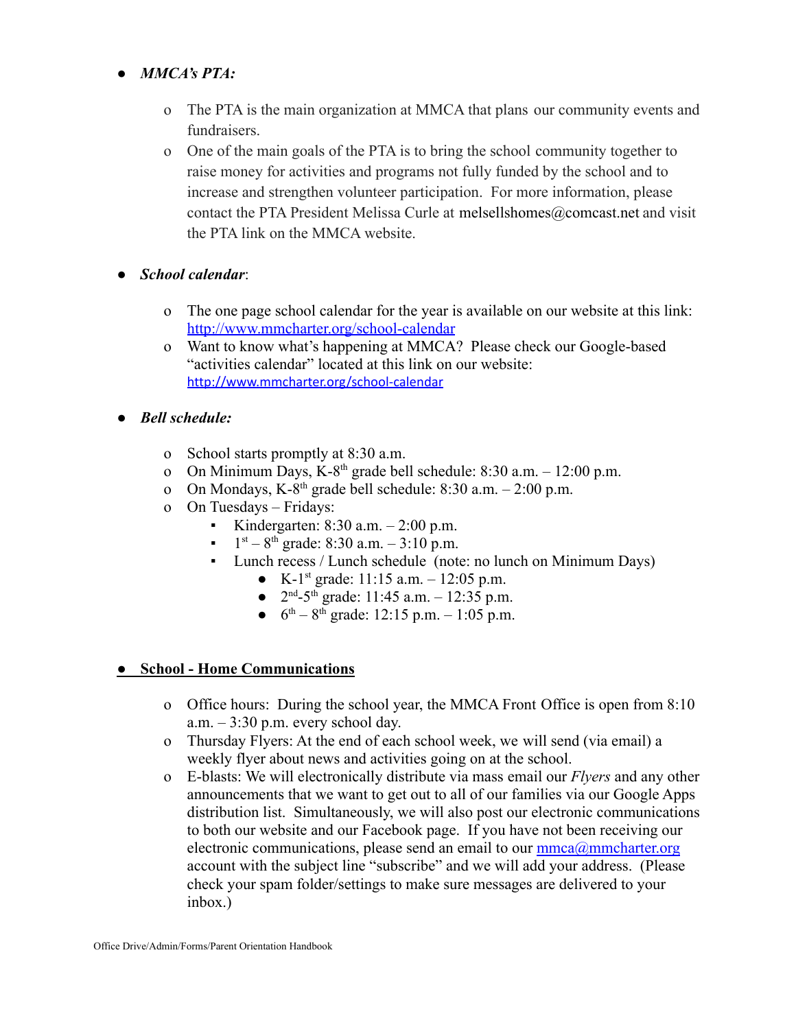- ***MMCA's PTA:***
  - The PTA is the main organization at MMCA that plans our community events and fundraisers.
  - One of the main goals of the PTA is to bring the school community together to raise money for activities and programs not fully funded by the school and to increase and strengthen volunteer participation. For more information, please contact the PTA President Melissa Curle at melsellshomes@comcast.net and visit the PTA link on the MMCA website.

- ***School calendar***:
  - The one page school calendar for the year is available on our website at this link: [http://www.mmcharter.org/school-calendar](http://www.mmcharter.org/school-calendar)
  - Want to know what's happening at MMCA? Please check our Google-based "activities calendar" located at this link on our website: [http://www.mmcharter.org/school-calendar](http://www.mmcharter.org/school-calendar)

- ***Bell schedule:***
  - School starts promptly at 8:30 a.m.
  - On Minimum Days, K-8th grade bell schedule: 8:30 a.m. – 12:00 p.m.
  - On Mondays, K-8th grade bell schedule: 8:30 a.m. – 2:00 p.m.
  - On Tuesdays – Fridays:
    - Kindergarten: 8:30 a.m. – 2:00 p.m.
    - 1st – 8th grade: 8:30 a.m. – 3:10 p.m.
    - Lunch recess / Lunch schedule (note: no lunch on Minimum Days)
      - K-1st grade: 11:15 a.m. – 12:05 p.m.
      - 2nd-5th grade: 11:45 a.m. – 12:35 p.m.
      - 6th – 8th grade: 12:15 p.m. – 1:05 p.m.

- **<u>School - Home Communications</u>**
  - Office hours: During the school year, the MMCA Front Office is open from 8:10 a.m. – 3:30 p.m. every school day.
  - Thursday Flyers: At the end of each school week, we will send (via email) a weekly flyer about news and activities going on at the school.
  - E-blasts: We will electronically distribute via mass email our *Flyers* and any other announcements that we want to get out to all of our families via our Google Apps distribution list. Simultaneously, we will also post our electronic communications to both our website and our Facebook page. If you have not been receiving our electronic communications, please send an email to our [mmca@mmcharter.org](mailto:mmca@mmcharter.org) account with the subject line "subscribe" and we will add your address. (Please check your spam folder/settings to make sure messages are delivered to your inbox.)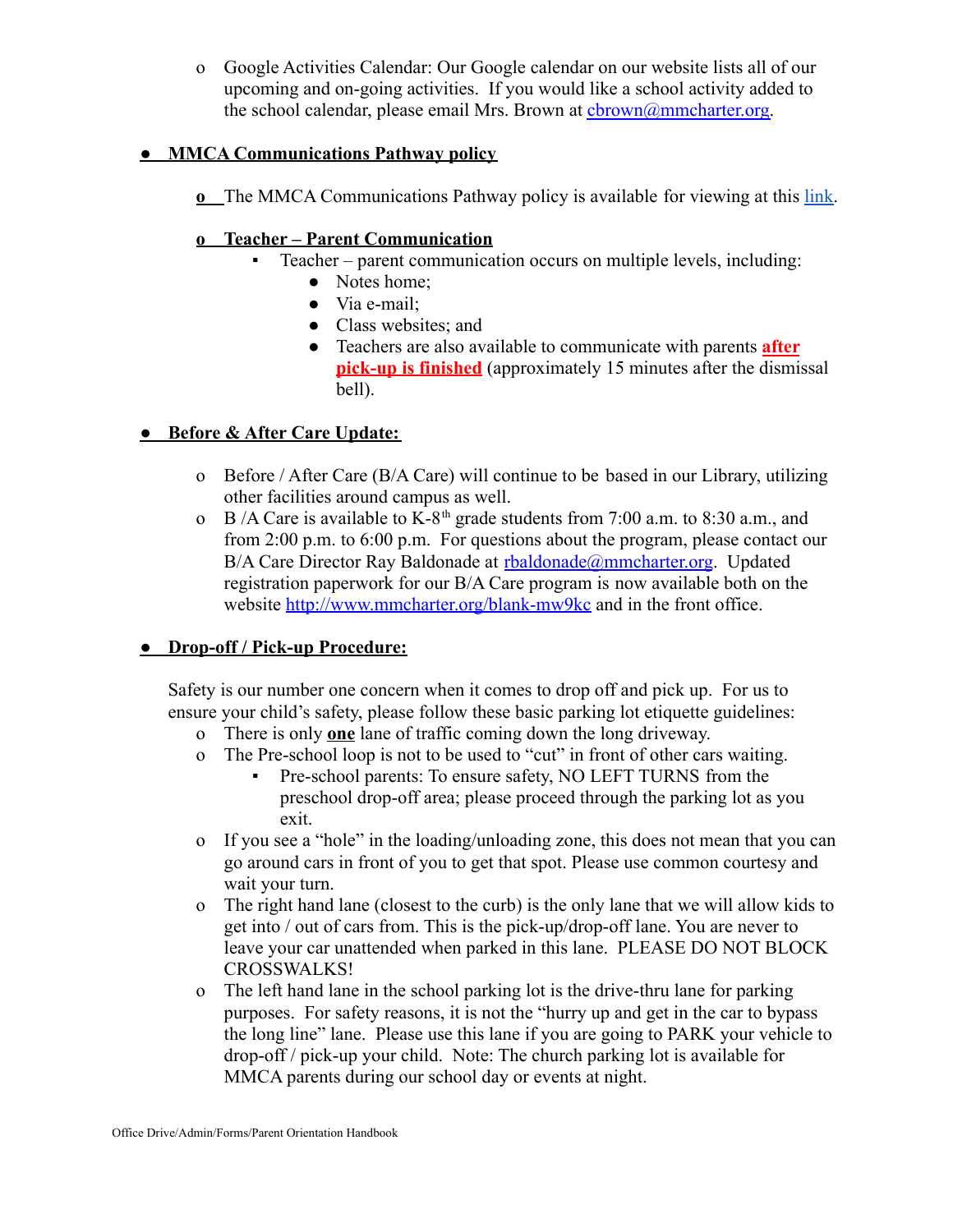- Google Activities Calendar: Our Google calendar on our website lists all of our upcoming and on-going activities. If you would like a school activity added to the school calendar, please email Mrs. Brown at [cbrown@mmcharter.org](mailto:cbrown@mmcharter.org).

- **MMCA Communications Pathway policy**

  - The MMCA Communications Pathway policy is available for viewing at this link.

  - **Teacher – Parent Communication**
    - Teacher – parent communication occurs on multiple levels, including:
      - Notes home;
      - Via e-mail;
      - Class websites; and
      - Teachers are also available to communicate with parents **after pick-up is finished** (approximately 15 minutes after the dismissal bell).

- **Before & After Care Update:**

  - Before / After Care (B/A Care) will continue to be based in our Library, utilizing other facilities around campus as well.
  - B /A Care is available to K-8th grade students from 7:00 a.m. to 8:30 a.m., and from 2:00 p.m. to 6:00 p.m. For questions about the program, please contact our B/A Care Director Ray Baldonade at [rbaldonade@mmcharter.org](mailto:rbaldonade@mmcharter.org). Updated registration paperwork for our B/A Care program is now available both on the website http://www.mmcharter.org/blank-mw9kc and in the front office.

- **Drop-off / Pick-up Procedure:**

  Safety is our number one concern when it comes to drop off and pick up. For us to ensure your child's safety, please follow these basic parking lot etiquette guidelines:
  - There is only **one** lane of traffic coming down the long driveway.
  - The Pre-school loop is not to be used to "cut" in front of other cars waiting.
    - Pre-school parents: To ensure safety, NO LEFT TURNS from the preschool drop-off area; please proceed through the parking lot as you exit.
  - If you see a "hole" in the loading/unloading zone, this does not mean that you can go around cars in front of you to get that spot. Please use common courtesy and wait your turn.
  - The right hand lane (closest to the curb) is the only lane that we will allow kids to get into / out of cars from. This is the pick-up/drop-off lane. You are never to leave your car unattended when parked in this lane. PLEASE DO NOT BLOCK CROSSWALKS!
  - The left hand lane in the school parking lot is the drive-thru lane for parking purposes. For safety reasons, it is not the "hurry up and get in the car to bypass the long line" lane. Please use this lane if you are going to PARK your vehicle to drop-off / pick-up your child. Note: The church parking lot is available for MMCA parents during our school day or events at night.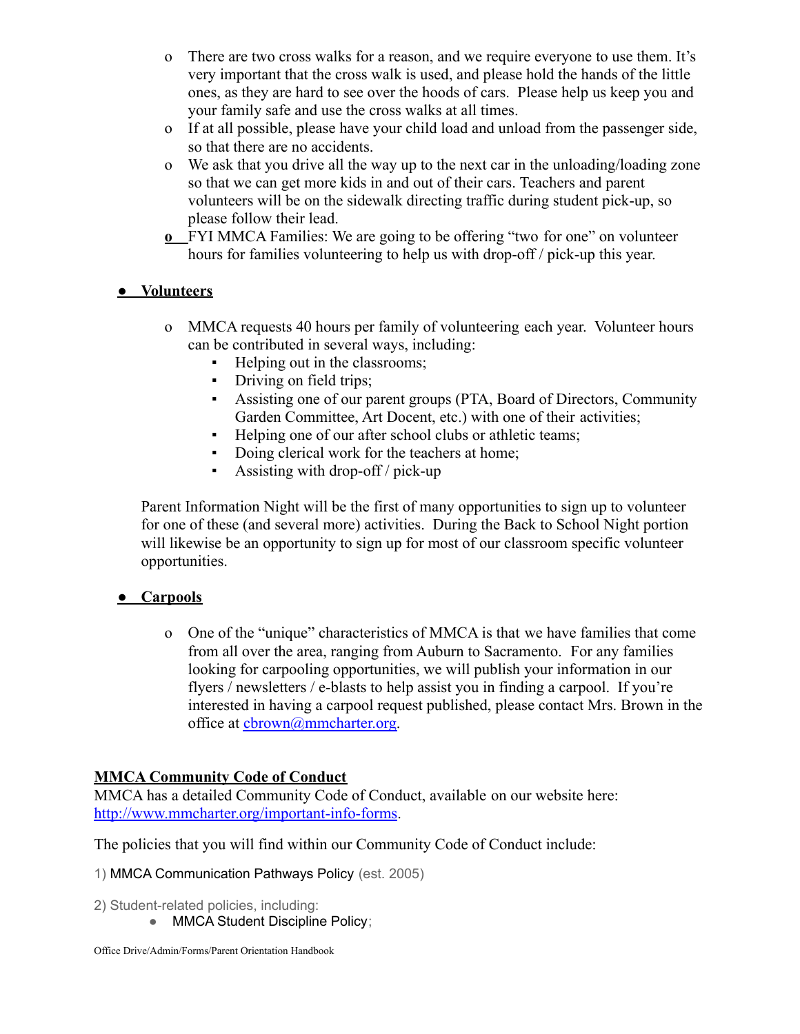- There are two cross walks for a reason, and we require everyone to use them. It's very important that the cross walk is used, and please hold the hands of the little ones, as they are hard to see over the hoods of cars. Please help us keep you and your family safe and use the cross walks at all times.
- If at all possible, please have your child load and unload from the passenger side, so that there are no accidents.
- We ask that you drive all the way up to the next car in the unloading/loading zone so that we can get more kids in and out of their cars. Teachers and parent volunteers will be on the sidewalk directing traffic during student pick-up, so please follow their lead.
- FYI MMCA Families: We are going to be offering "two for one" on volunteer hours for families volunteering to help us with drop-off / pick-up this year.

- **Volunteers**

    - MMCA requests 40 hours per family of volunteering each year. Volunteer hours can be contributed in several ways, including:
        - Helping out in the classrooms;
        - Driving on field trips;
        - Assisting one of our parent groups (PTA, Board of Directors, Community Garden Committee, Art Docent, etc.) with one of their activities;
        - Helping one of our after school clubs or athletic teams;
        - Doing clerical work for the teachers at home;
        - Assisting with drop-off / pick-up

  Parent Information Night will be the first of many opportunities to sign up to volunteer for one of these (and several more) activities. During the Back to School Night portion will likewise be an opportunity to sign up for most of our classroom specific volunteer opportunities.

- **Carpools**

    - One of the "unique" characteristics of MMCA is that we have families that come from all over the area, ranging from Auburn to Sacramento. For any families looking for carpooling opportunities, we will publish your information in our flyers / newsletters / e-blasts to help assist you in finding a carpool. If you're interested in having a carpool request published, please contact Mrs. Brown in the office at cbrown@mmcharter.org.

## MMCA Community Code of Conduct

MMCA has a detailed Community Code of Conduct, available on our website here: http://www.mmcharter.org/important-info-forms.

The policies that you will find within our Community Code of Conduct include:

1) MMCA Communication Pathways Policy (est. 2005)

2) Student-related policies, including:
- MMCA Student Discipline Policy;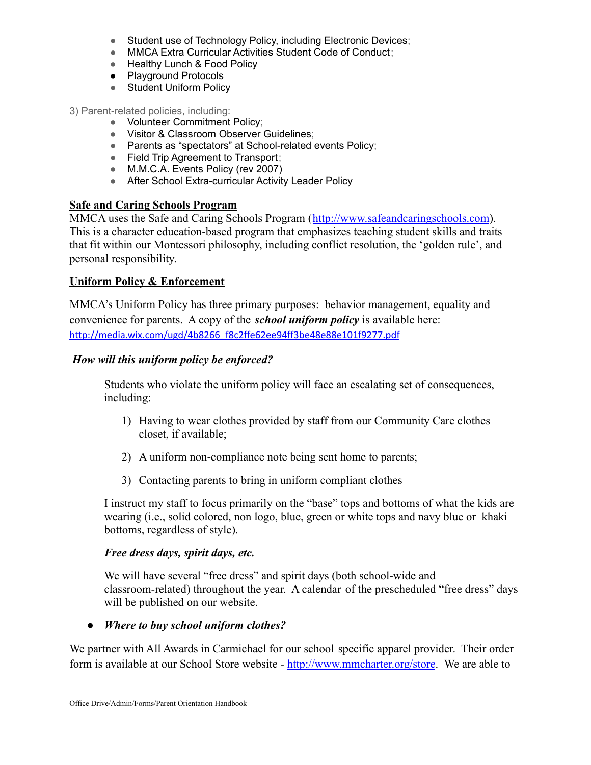- Student use of Technology Policy, including Electronic Devices;
- MMCA Extra Curricular Activities Student Code of Conduct;
- Healthy Lunch & Food Policy
- Playground Protocols
- Student Uniform Policy

3) Parent-related policies, including:

- Volunteer Commitment Policy;
- Visitor & Classroom Observer Guidelines;
- Parents as "spectators" at School-related events Policy;
- Field Trip Agreement to Transport;
- M.M.C.A. Events Policy (rev 2007)
- After School Extra-curricular Activity Leader Policy

## Safe and Caring Schools Program

MMCA uses the Safe and Caring Schools Program (http://www.safeandcaringschools.com). This is a character education-based program that emphasizes teaching student skills and traits that fit within our Montessori philosophy, including conflict resolution, the 'golden rule', and personal responsibility.

## Uniform Policy & Enforcement

MMCA's Uniform Policy has three primary purposes: behavior management, equality and convenience for parents. A copy of the ***school uniform policy*** is available here: http://media.wix.com/ugd/4b8266_f8c2ffe62ee94ff3be48e88e101f9277.pdf

***How will this uniform policy be enforced?***

Students who violate the uniform policy will face an escalating set of consequences, including:

1) Having to wear clothes provided by staff from our Community Care clothes closet, if available;
2) A uniform non-compliance note being sent home to parents;
3) Contacting parents to bring in uniform compliant clothes

I instruct my staff to focus primarily on the "base" tops and bottoms of what the kids are wearing (i.e., solid colored, non logo, blue, green or white tops and navy blue or khaki bottoms, regardless of style).

***Free dress days, spirit days, etc.***

We will have several "free dress" and spirit days (both school-wide and classroom-related) throughout the year. A calendar of the prescheduled "free dress" days will be published on our website.

- ***Where to buy school uniform clothes?***

We partner with All Awards in Carmichael for our school specific apparel provider. Their order form is available at our School Store website - http://www.mmcharter.org/store. We are able to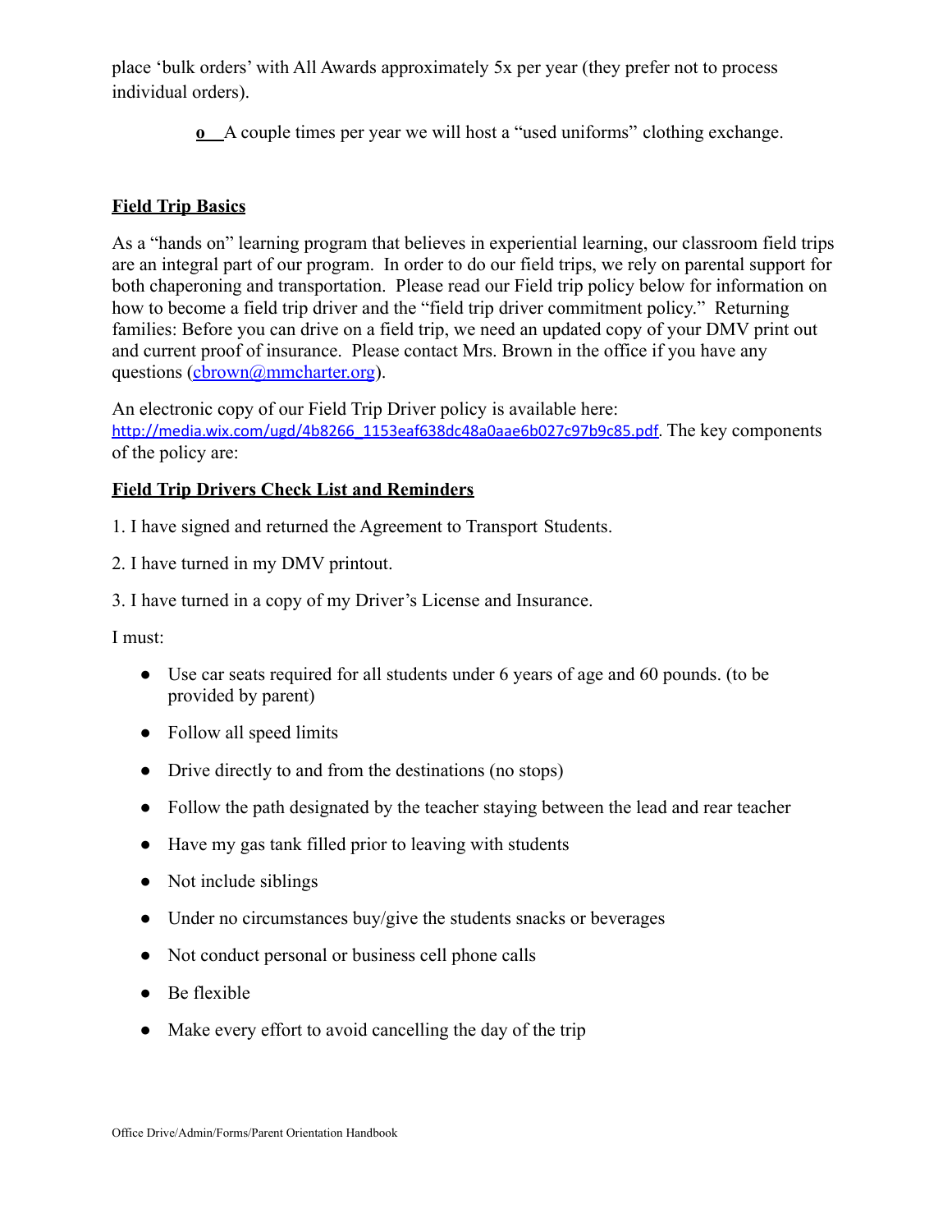place 'bulk orders' with All Awards approximately 5x per year (they prefer not to process individual orders).

- A couple times per year we will host a "used uniforms" clothing exchange.

**Field Trip Basics**

As a "hands on" learning program that believes in experiential learning, our classroom field trips are an integral part of our program. In order to do our field trips, we rely on parental support for both chaperoning and transportation. Please read our Field trip policy below for information on how to become a field trip driver and the "field trip driver commitment policy." Returning families: Before you can drive on a field trip, we need an updated copy of your DMV print out and current proof of insurance. Please contact Mrs. Brown in the office if you have any questions ([cbrown@mmcharter.org](mailto:cbrown@mmcharter.org)).

An electronic copy of our Field Trip Driver policy is available here: [http://media.wix.com/ugd/4b8266_1153eaf638dc48a0aae6b027c97b9c85.pdf](http://media.wix.com/ugd/4b8266_1153eaf638dc48a0aae6b027c97b9c85.pdf). The key components of the policy are:

**Field Trip Drivers Check List and Reminders**

1. I have signed and returned the Agreement to Transport Students.

2. I have turned in my DMV printout.

3. I have turned in a copy of my Driver's License and Insurance.

I must:

- Use car seats required for all students under 6 years of age and 60 pounds. (to be provided by parent)
- Follow all speed limits
- Drive directly to and from the destinations (no stops)
- Follow the path designated by the teacher staying between the lead and rear teacher
- Have my gas tank filled prior to leaving with students
- Not include siblings
- Under no circumstances buy/give the students snacks or beverages
- Not conduct personal or business cell phone calls
- Be flexible
- Make every effort to avoid cancelling the day of the trip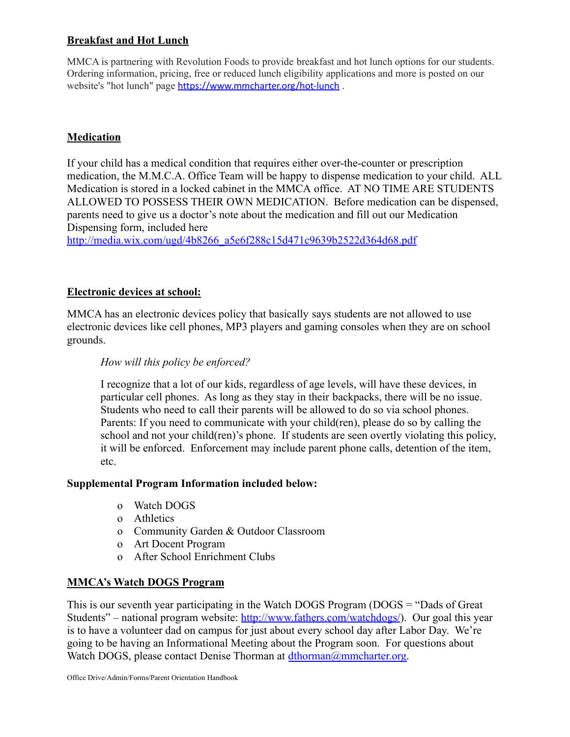## Breakfast and Hot Lunch

MMCA is partnering with Revolution Foods to provide breakfast and hot lunch options for our students. Ordering information, pricing, free or reduced lunch eligibility applications and more is posted on our website's "hot lunch" page https://www.mmcharter.org/hot-lunch .

## Medication

If your child has a medical condition that requires either over-the-counter or prescription medication, the M.M.C.A. Office Team will be happy to dispense medication to your child. ALL Medication is stored in a locked cabinet in the MMCA office. AT NO TIME ARE STUDENTS ALLOWED TO POSSESS THEIR OWN MEDICATION. Before medication can be dispensed, parents need to give us a doctor's note about the medication and fill out our Medication Dispensing form, included here http://media.wix.com/ugd/4b8266_a5e6f288c15d471c9639b2522d364d68.pdf

## Electronic devices at school:

MMCA has an electronic devices policy that basically says students are not allowed to use electronic devices like cell phones, MP3 players and gaming consoles when they are on school grounds.

> *How will this policy be enforced?*
>
> I recognize that a lot of our kids, regardless of age levels, will have these devices, in particular cell phones. As long as they stay in their backpacks, there will be no issue. Students who need to call their parents will be allowed to do so via school phones. Parents: If you need to communicate with your child(ren), please do so by calling the school and not your child(ren)'s phone. If students are seen overtly violating this policy, it will be enforced. Enforcement may include parent phone calls, detention of the item, etc.

**Supplemental Program Information included below:**

- Watch DOGS
- Athletics
- Community Garden & Outdoor Classroom
- Art Docent Program
- After School Enrichment Clubs

## MMCA's Watch DOGS Program

This is our seventh year participating in the Watch DOGS Program (DOGS = "Dads of Great Students" – national program website: http://www.fathers.com/watchdogs/). Our goal this year is to have a volunteer dad on campus for just about every school day after Labor Day. We're going to be having an Informational Meeting about the Program soon. For questions about Watch DOGS, please contact Denise Thorman at dthorman@mmcharter.org.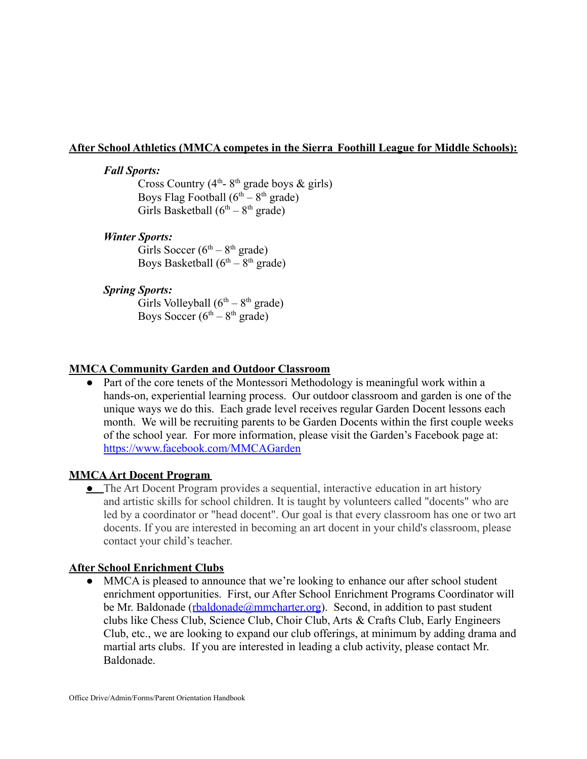**After School Athletics (MMCA competes in the Sierra Foothill League for Middle Schools):**

***Fall Sports:***

Cross Country (4th- 8th grade boys & girls)
Boys Flag Football (6th – 8th grade)
Girls Basketball (6th – 8th grade)

***Winter Sports:***

Girls Soccer (6th – 8th grade)
Boys Basketball (6th – 8th grade)

***Spring Sports:***

Girls Volleyball (6th – 8th grade)
Boys Soccer (6th – 8th grade)

**MMCA Community Garden and Outdoor Classroom**

- Part of the core tenets of the Montessori Methodology is meaningful work within a hands-on, experiential learning process. Our outdoor classroom and garden is one of the unique ways we do this. Each grade level receives regular Garden Docent lessons each month. We will be recruiting parents to be Garden Docents within the first couple weeks of the school year. For more information, please visit the Garden's Facebook page at: https://www.facebook.com/MMCAGarden

**MMCA Art Docent Program**

- The Art Docent Program provides a sequential, interactive education in art history and artistic skills for school children. It is taught by volunteers called "docents" who are led by a coordinator or "head docent". Our goal is that every classroom has one or two art docents. If you are interested in becoming an art docent in your child's classroom, please contact your child's teacher.

**After School Enrichment Clubs**

- MMCA is pleased to announce that we're looking to enhance our after school student enrichment opportunities. First, our After School Enrichment Programs Coordinator will be Mr. Baldonade (rbaldonade@mmcharter.org). Second, in addition to past student clubs like Chess Club, Science Club, Choir Club, Arts & Crafts Club, Early Engineers Club, etc., we are looking to expand our club offerings, at minimum by adding drama and martial arts clubs. If you are interested in leading a club activity, please contact Mr. Baldonade.